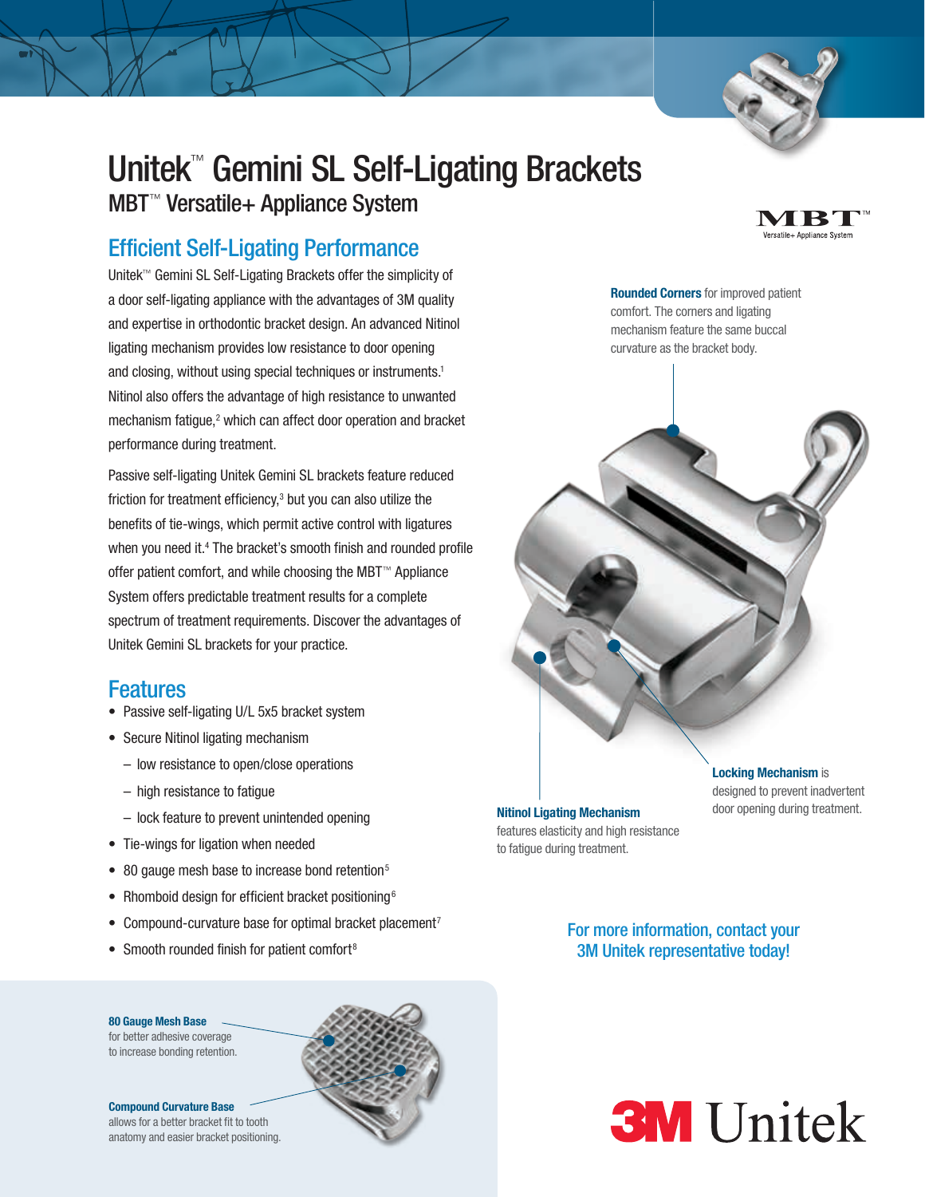# Unitek™ Gemini SL Self-Ligating Brackets

## MBT™ Versatile+ Appliance System

## Efficient Self-Ligating Performance

Unitek™ Gemini SL Self-Ligating Brackets offer the simplicity of a door self-ligating appliance with the advantages of 3M quality and expertise in orthodontic bracket design. An advanced Nitinol ligating mechanism provides low resistance to door opening and closing, without using special techniques or instruments.[1] Nitinol also offers the advantage of high resistance to unwanted mechanism fatigue,[2] which can affect door operation and bracket performance during treatment.

Passive self-ligating Unitek Gemini SL brackets feature reduced friction for treatment efficiency,[3] but you can also utilize the benefits of tie-wings, which permit active control with ligatures when you need it.[4] The bracket's smooth finish and rounded profile offer patient comfort, and while choosing the MBT™ Appliance System offers predictable treatment results for a complete spectrum of treatment requirements. Discover the advantages of Unitek Gemini SL brackets for your practice.

## Features

- Passive self-ligating U/L 5x5 bracket system
- Secure Nitinol ligating mechanism
  - low resistance to open/close operations
  - high resistance to fatigue
  - lock feature to prevent unintended opening
- Tie-wings for ligation when needed
- 80 gauge mesh base to increase bond retention[5]
- Rhomboid design for efficient bracket positioning[6]
- Compound-curvature base for optimal bracket placement[7]
- Smooth rounded finish for patient comfort[8]

MBT™ Versatile+ Appliance System

**Rounded Corners** for improved patient comfort. The corners and ligating mechanism feature the same buccal curvature as the bracket body.

**Nitinol Ligating Mechanism** features elasticity and high resistance to fatigue during treatment.

**Locking Mechanism** is designed to prevent inadvertent door opening during treatment.

**80 Gauge Mesh Base** for better adhesive coverage to increase bonding retention.

**Compound Curvature Base** allows for a better bracket fit to tooth anatomy and easier bracket positioning.

For more information, contact your 3M Unitek representative today!

3M Unitek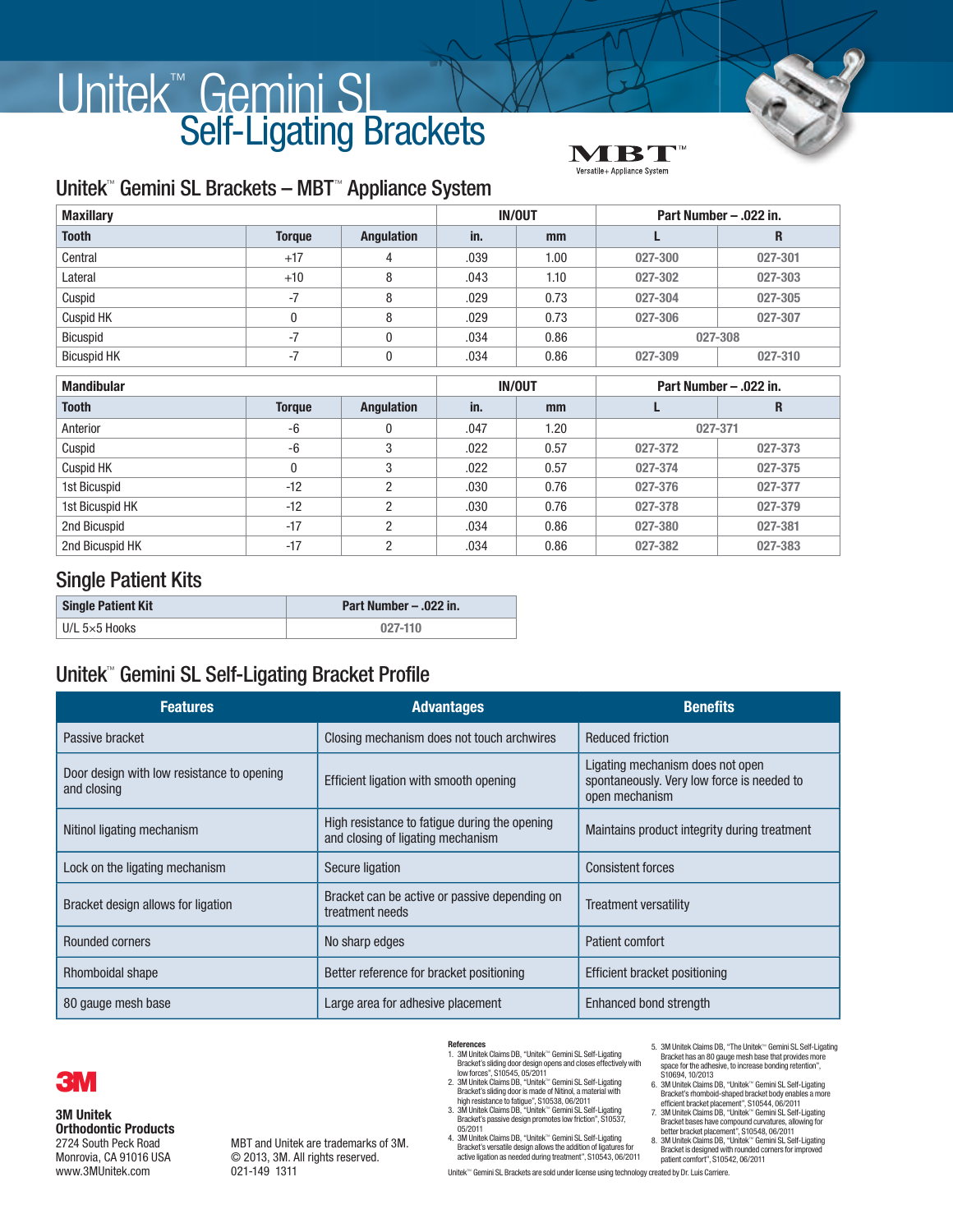# Unitek™ Gemini SL Self-Ligating Brackets

MBT™ Versatile+ Appliance System

## Unitek™ Gemini SL Brackets – MBT™ Appliance System

| Maxillary | | | IN/OUT | | Part Number – .022 in. | |
|---|---|---|---|---|---|---|
| **Tooth** | **Torque** | **Angulation** | **in.** | **mm** | **L** | **R** |
| Central | +17 | 4 | .039 | 1.00 | 027-300 | 027-301 |
| Lateral | +10 | 8 | .043 | 1.10 | 027-302 | 027-303 |
| Cuspid | -7 | 8 | .029 | 0.73 | 027-304 | 027-305 |
| Cuspid HK | 0 | 8 | .029 | 0.73 | 027-306 | 027-307 |
| Bicuspid | -7 | 0 | .034 | 0.86 | 027-308 | |
| Bicuspid HK | -7 | 0 | .034 | 0.86 | 027-309 | 027-310 |

| Mandibular | | | IN/OUT | | Part Number – .022 in. | |
|---|---|---|---|---|---|---|
| **Tooth** | **Torque** | **Angulation** | **in.** | **mm** | **L** | **R** |
| Anterior | -6 | 0 | .047 | 1.20 | 027-371 | |
| Cuspid | -6 | 3 | .022 | 0.57 | 027-372 | 027-373 |
| Cuspid HK | 0 | 3 | .022 | 0.57 | 027-374 | 027-375 |
| 1st Bicuspid | -12 | 2 | .030 | 0.76 | 027-376 | 027-377 |
| 1st Bicuspid HK | -12 | 2 | .030 | 0.76 | 027-378 | 027-379 |
| 2nd Bicuspid | -17 | 2 | .034 | 0.86 | 027-380 | 027-381 |
| 2nd Bicuspid HK | -17 | 2 | .034 | 0.86 | 027-382 | 027-383 |

## Single Patient Kits

| Single Patient Kit | Part Number – .022 in. |
|---|---|
| U/L 5×5 Hooks | 027-110 |

## Unitek™ Gemini SL Self-Ligating Bracket Profile

| Features | Advantages | Benefits |
|---|---|---|
| Passive bracket | Closing mechanism does not touch archwires | Reduced friction |
| Door design with low resistance to opening and closing | Efficient ligation with smooth opening | Ligating mechanism does not open spontaneously. Very low force is needed to open mechanism |
| Nitinol ligating mechanism | High resistance to fatigue during the opening and closing of ligating mechanism | Maintains product integrity during treatment |
| Lock on the ligating mechanism | Secure ligation | Consistent forces |
| Bracket design allows for ligation | Bracket can be active or passive depending on treatment needs | Treatment versatility |
| Rounded corners | No sharp edges | Patient comfort |
| Rhomboidal shape | Better reference for bracket positioning | Efficient bracket positioning |
| 80 gauge mesh base | Large area for adhesive placement | Enhanced bond strength |

**References**

1. 3M Unitek Claims DB, "Unitek™ Gemini SL Self-Ligating Bracket's sliding door design opens and closes effectively with low forces", S10545, 05/2011
2. 3M Unitek Claims DB, "Unitek™ Gemini SL Self-Ligating Bracket's sliding door is made of Nitinol, a material with high resistance to fatigue", S10538, 06/2011
3. 3M Unitek Claims DB, "Unitek™ Gemini SL Self-Ligating Bracket's passive design promotes low friction", S10537, 05/2011
4. 3M Unitek Claims DB, "Unitek™ Gemini SL Self-Ligating Bracket's versatile design allows the addition of ligatures for active ligation as needed during treatment", S10543, 06/2011
5. 3M Unitek Claims DB, "The Unitek™ Gemini SL Self-Ligating Bracket has an 80 gauge mesh base that provides more space for the adhesive, to increase bonding retention", S10694, 10/2013
6. 3M Unitek Claims DB, "Unitek™ Gemini SL Self-Ligating Bracket's rhomboid-shaped bracket body enables a more efficient bracket placement", S10544, 06/2011
7. 3M Unitek Claims DB, "Unitek™ Gemini SL Self-Ligating Bracket bases have compound curvatures, allowing for better bracket placement", S10548, 06/2011
8. 3M Unitek Claims DB, "Unitek™ Gemini SL Self-Ligating Bracket is designed with rounded corners for improved patient comfort", S10542, 06/2011

Unitek™ Gemini SL Brackets are sold under license using technology created by Dr. Luis Carriere.

3M

**3M Unitek**
**Orthodontic Products**
2724 South Peck Road
Monrovia, CA 91016 USA
www.3MUnitek.com

MBT and Unitek are trademarks of 3M.
© 2013, 3M. All rights reserved.
021-149 1311